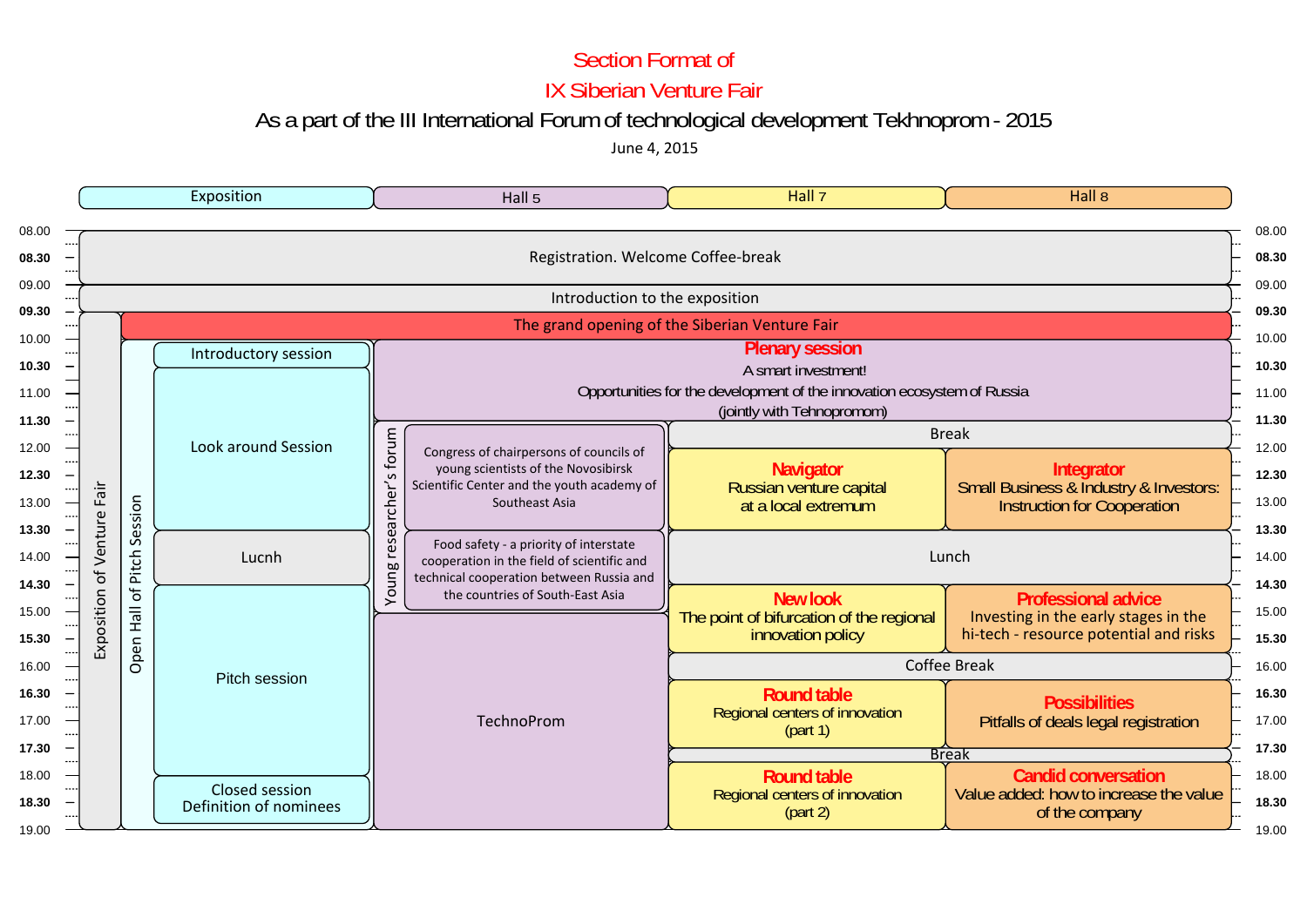# Section Format of IX Siberian Venture Fair

## As a part of the III International Forum of technological development Tekhnoprom - 2015

June 4, 2015

| Time | Exposition | Hall 5 | Hall 7 | Hall 8 |
|---|---|---|---|---|
| 08.00–09.00 | Registration. Welcome Coffee-break | | | |
| 09.00–09.30 | Introduction to the exposition | | | |
| 09.30–10.00 | Exposition of Venture Fair | The grand opening of the Siberian Venture Fair | | |
| 10.00–10.15 | Exposition of Venture Fair / Open Hall of Pitch Session: Introductory session | **Plenary session** A smart investment! Opportunities for the development of the innovation ecosystem of Russia (jointly with Tehnopromom) | | |
| 10.15–11.30 | Exposition of Venture Fair / Open Hall of Pitch Session: Look around Session | **Plenary session** (continued) | | |
| 11.30–12.00 | Look around Session | Young researcher's forum: Congress of chairpersons of councils of young scientists of the Novosibirsk Scientific Center and the youth academy of Southeast Asia | Break | |
| 12.00–13.30 | Look around Session | Young researcher's forum: Congress of chairpersons of councils of young scientists of the Novosibirsk Scientific Center and the youth academy of Southeast Asia | **Navigator** Russian venture capital at a local extremum | **Integrator** Small Business & Industry & Investors: Instruction for Cooperation |
| 13.30–14.30 | Lucnh | Young researcher's forum: Food safety - a priority of interstate cooperation in the field of scientific and technical cooperation between Russia and the countries of South-East Asia | Lunch | |
| 14.30–15.45 | Pitch session | Young researcher's forum (until ~15.00); TechnoProm | **New look** The point of bifurcation of the regional innovation policy | **Professional advice** Investing in the early stages in the hi-tech - resource potential and risks |
| 15.45–16.15 | Pitch session | TechnoProm | Coffee Break | |
| 16.15–17.30 | Pitch session | TechnoProm | **Round table** Regional centers of innovation (part 1) | **Possibilities** Pitfalls of deals legal registration |
| 17.30–17.45 | Pitch session | TechnoProm | Break | |
| 17.45–19.00 | Closed session Definition of nominees | TechnoProm | **Round table** Regional centers of innovation (part 2) | **Candid conversation** Value added: how to increase the value of the company |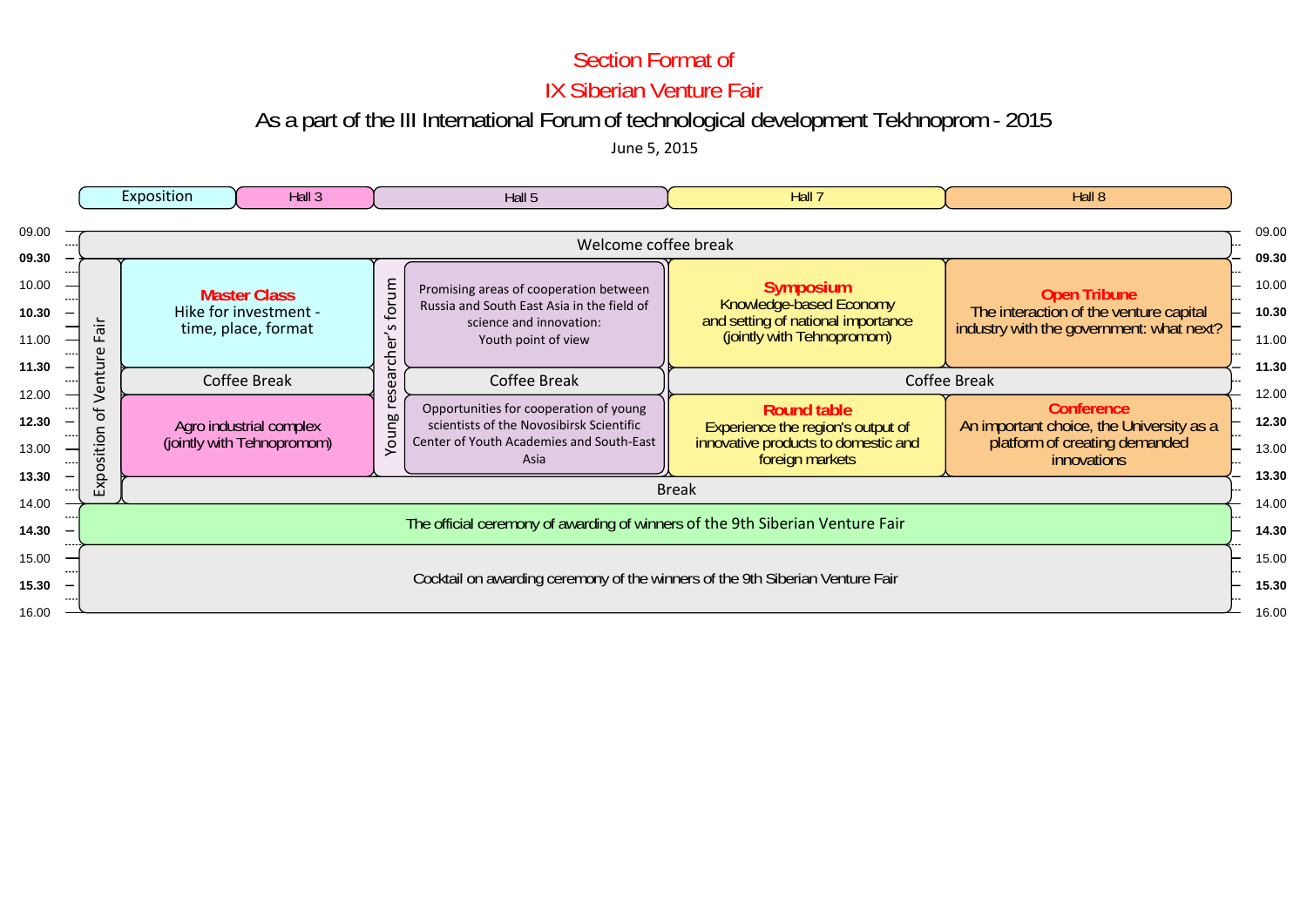# Section Format of

# IX Siberian Venture Fair

## As a part of the III International Forum of technological development Tekhnoprom - 2015

June 5, 2015

| Time | Exposition | Hall 3 | Hall 5 | Hall 7 | Hall 8 |
|---|---|---|---|---|---|
| 09.00 – 09.30 | Welcome coffee break | | | | |
| 09.30 – 11.30 | Exposition of Venture Fair | **Master Class** Hike for investment - time, place, format | Young researcher's forum: Promising areas of cooperation between Russia and South East Asia in the field of science and innovation: Youth point of view | **Symposium** Knowledge-based Economy and setting of national importance (jointly with Tehnopromom) | **Open Tribune** The interaction of the venture capital industry with the government: what next? |
| 11.30 – 12.00 | Exposition of Venture Fair | Coffee Break | Young researcher's forum: Coffee Break | Coffee Break | |
| 12.00 – 13.30 | Exposition of Venture Fair | Agro industrial complex (jointly with Tehnopromom) | Young researcher's forum: Opportunities for cooperation of young scientists of the Novosibirsk Scientific Center of Youth Academies and South-East Asia | **Round table** Experience the region's output of innovative products to domestic and foreign markets | **Conference** An important choice, the University as a platform of creating demanded innovations |
| 13.30 – 14.00 | Exposition of Venture Fair | Break | | | |
| 14.00 – 15.00 | The official ceremony of awarding of winners of the 9th Siberian Venture Fair | | | | |
| 15.00 – 16.00 | Cocktail on awarding ceremony of the winners of the 9th Siberian Venture Fair | | | | |